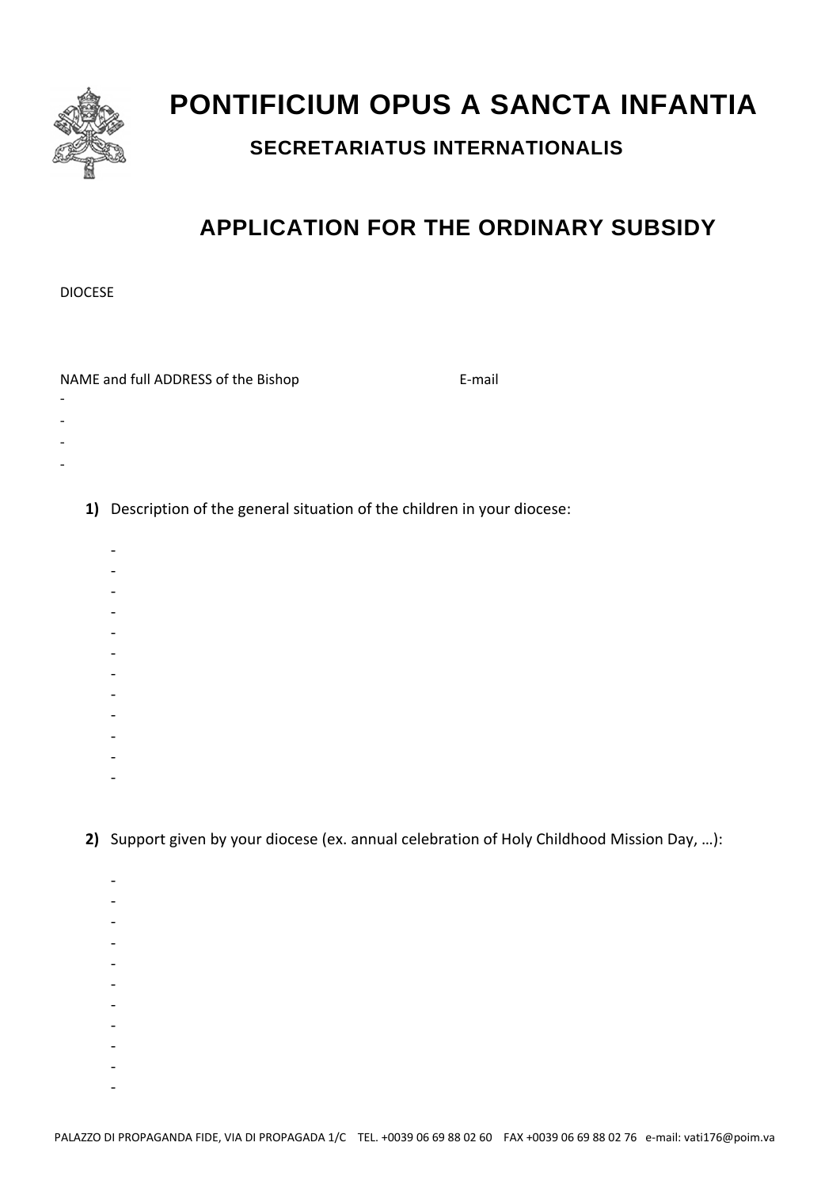# PONTIFICIUM OPUS A SANCTA INFANTIA

## SECRETARIATUS INTERNATIONALIS

## APPLICATION FOR THE ORDINARY SUBSIDY

DIOCESE

NAME and full ADDRESS of the Bishop E-mail

-
-
-
-

**1)** Description of the general situation of the children in your diocese:

-
-
-
-
-
-
-
-
-
-
-
-

**2)** Support given by your diocese (ex. annual celebration of Holy Childhood Mission Day, …):

-
-
-
-
-
-
-
-
-
-
-

PALAZZO DI PROPAGANDA FIDE, VIA DI PROPAGADA 1/C TEL. +0039 06 69 88 02 60 FAX +0039 06 69 88 02 76 e-mail: vati176@poim.va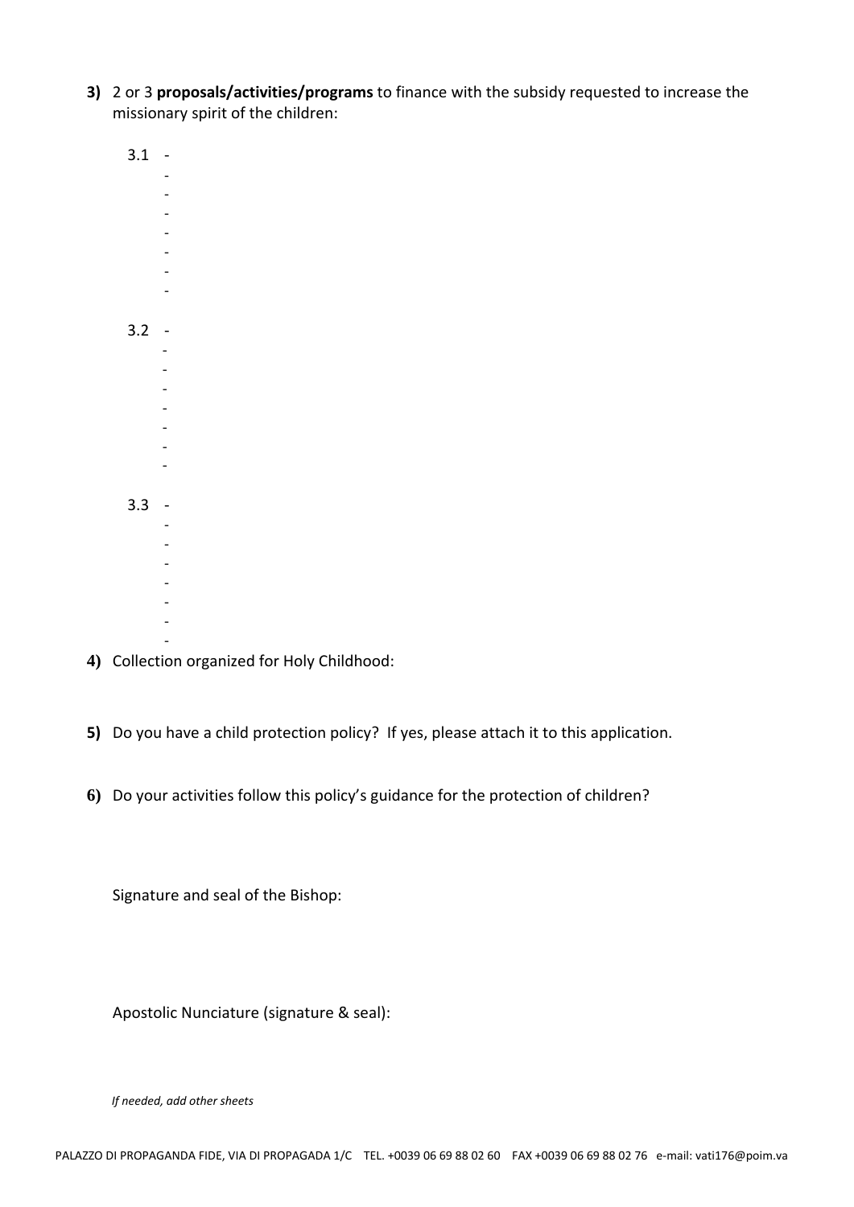**3)** 2 or 3 **proposals/activities/programs** to finance with the subsidy requested to increase the missionary spirit of the children:

3.1 -
-
-
-
-
-
-
-

3.2 -
-
-
-
-
-
-
-

3.3 -
-
-
-
-
-
-
-

**4)** Collection organized for Holy Childhood:

**5)** Do you have a child protection policy? If yes, please attach it to this application.

**6)** Do your activities follow this policy's guidance for the protection of children?

Signature and seal of the Bishop:

Apostolic Nunciature (signature & seal):

*If needed, add other sheets*